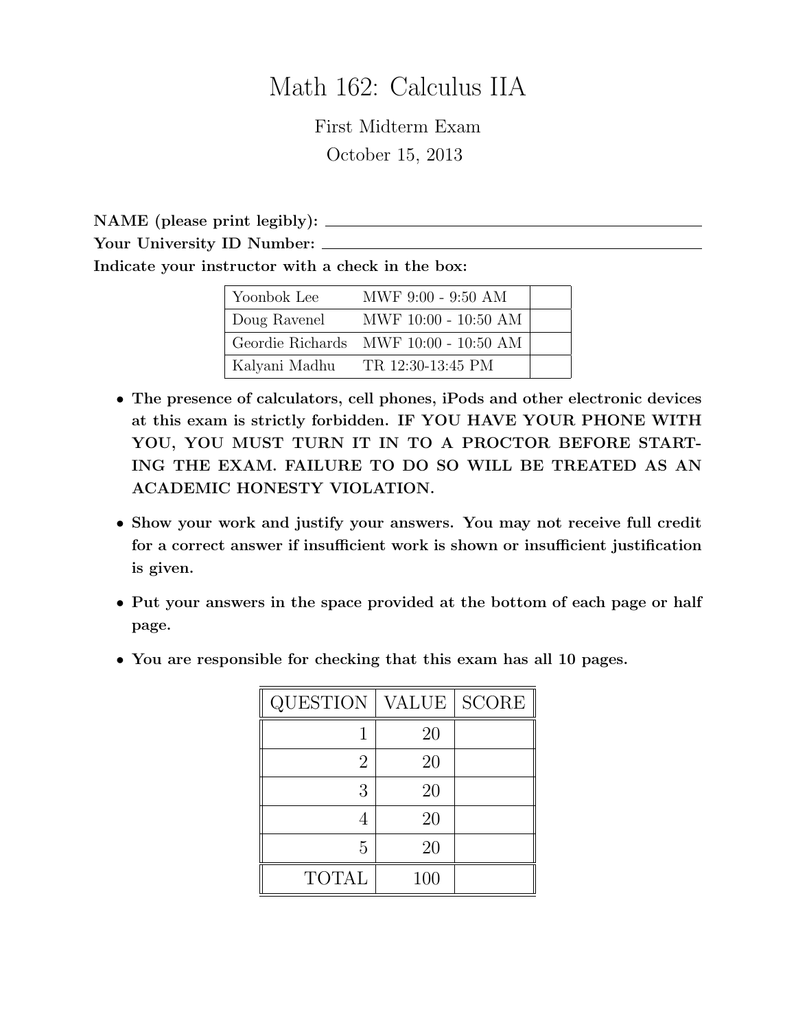# Math 162: Calculus IIA

First Midterm Exam

October 15, 2013

**NAME (please print legibly):** \_\_\_\_\_\_\_\_\_\_\_\_\_\_\_\_\_\_\_\_\_\_\_\_\_\_\_\_\_\_\_\_

**Your University ID Number:** \_\_\_\_\_\_\_\_\_\_\_\_\_\_\_\_\_\_\_\_\_\_\_\_\_\_\_\_\_\_\_\_

**Indicate your instructor with a check in the box:**

| | | |
|---|---|---|
| Yoonbok Lee | MWF 9:00 - 9:50 AM | |
| Doug Ravenel | MWF 10:00 - 10:50 AM | |
| Geordie Richards | MWF 10:00 - 10:50 AM | |
| Kalyani Madhu | TR 12:30-13:45 PM | |

- **The presence of calculators, cell phones, iPods and other electronic devices at this exam is strictly forbidden. IF YOU HAVE YOUR PHONE WITH YOU, YOU MUST TURN IT IN TO A PROCTOR BEFORE STARTING THE EXAM. FAILURE TO DO SO WILL BE TREATED AS AN ACADEMIC HONESTY VIOLATION.**
- **Show your work and justify your answers. You may not receive full credit for a correct answer if insufficient work is shown or insufficient justification is given.**
- **Put your answers in the space provided at the bottom of each page or half page.**
- **You are responsible for checking that this exam has all 10 pages.**

| QUESTION | VALUE | SCORE |
|---|---|---|
| 1 | 20 | |
| 2 | 20 | |
| 3 | 20 | |
| 4 | 20 | |
| 5 | 20 | |
| TOTAL | 100 | |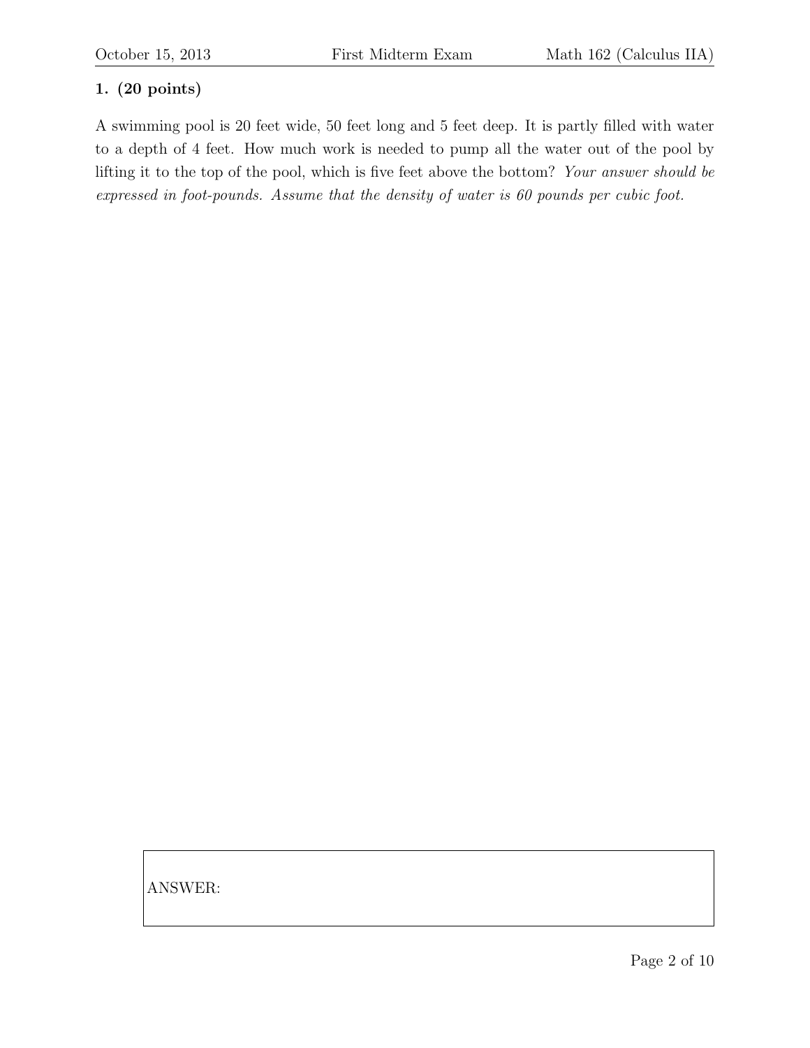**1. (20 points)**

A swimming pool is 20 feet wide, 50 feet long and 5 feet deep. It is partly filled with water to a depth of 4 feet. How much work is needed to pump all the water out of the pool by lifting it to the top of the pool, which is five feet above the bottom? *Your answer should be expressed in foot-pounds. Assume that the density of water is 60 pounds per cubic foot.*

ANSWER: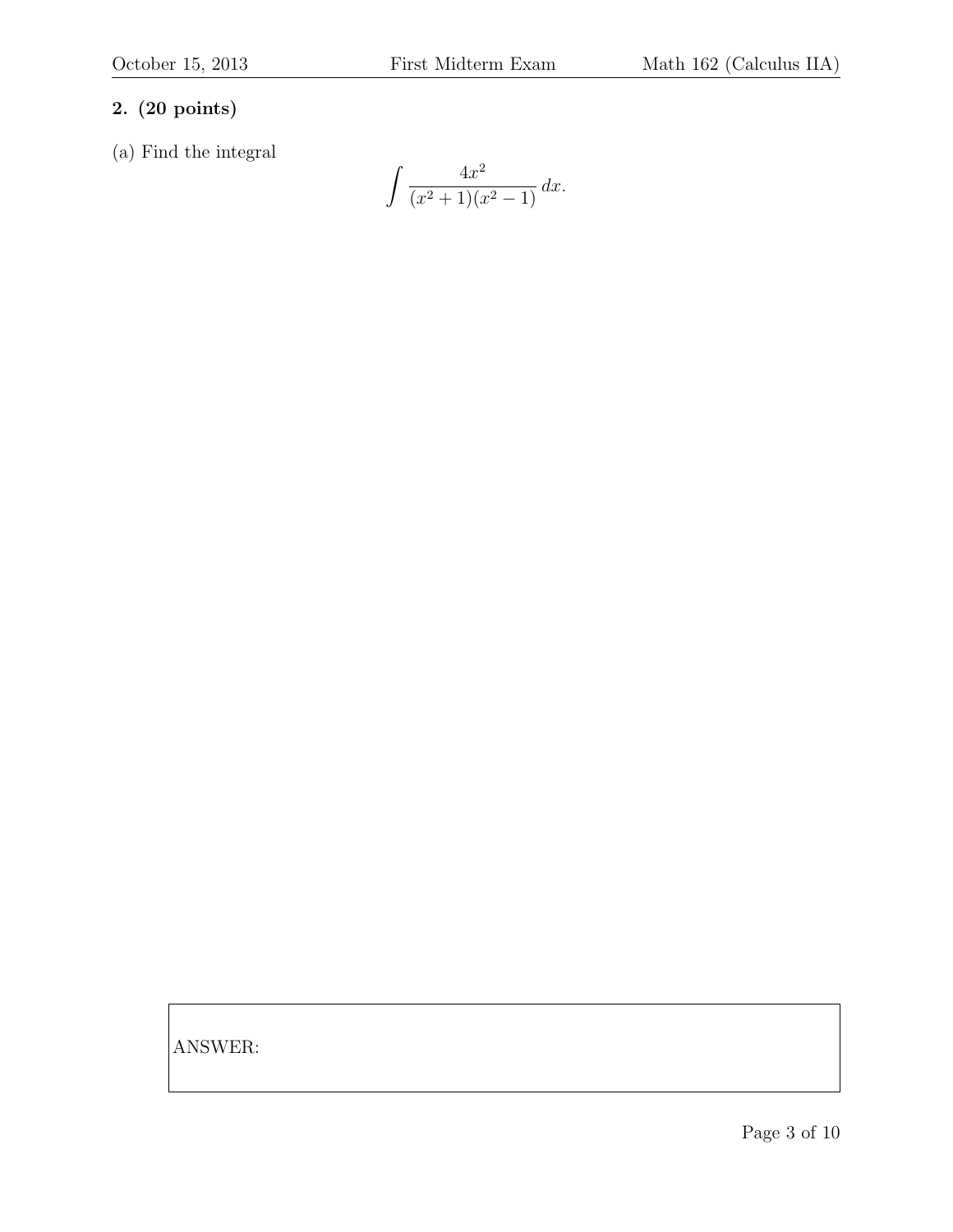**2. (20 points)**

(a) Find the integral

$$\int \frac{4x^2}{(x^2+1)(x^2-1)}\,dx.$$

ANSWER: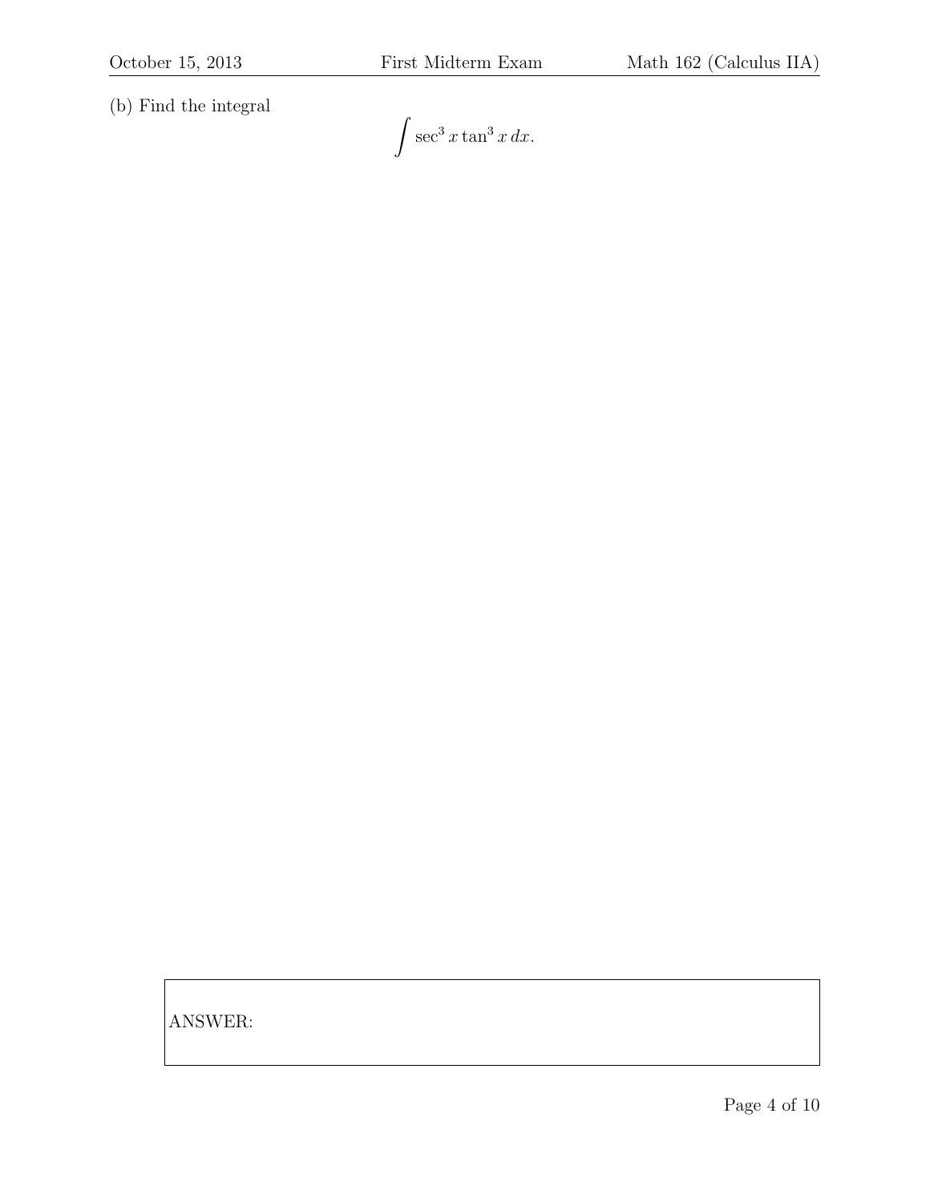(b) Find the integral

$$\int \sec^3 x \tan^3 x \, dx.$$

ANSWER: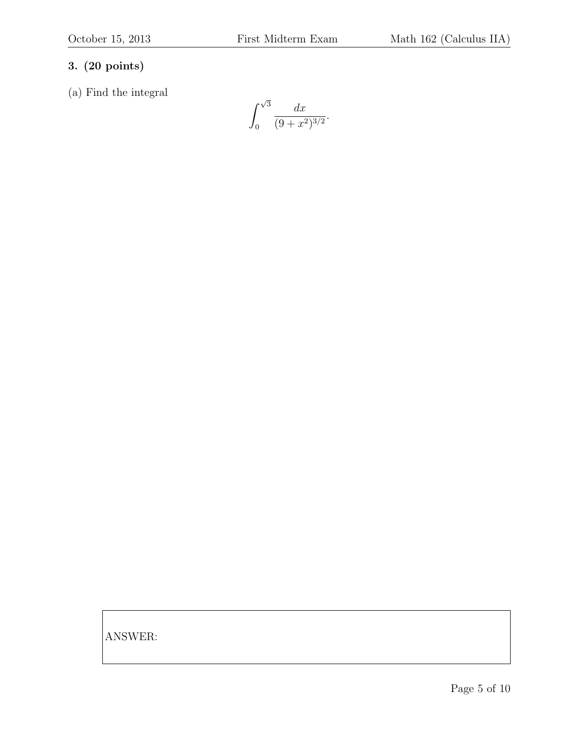**3. (20 points)**

(a) Find the integral

$$\int_0^{\sqrt{3}} \frac{dx}{(9+x^2)^{3/2}}.$$

ANSWER: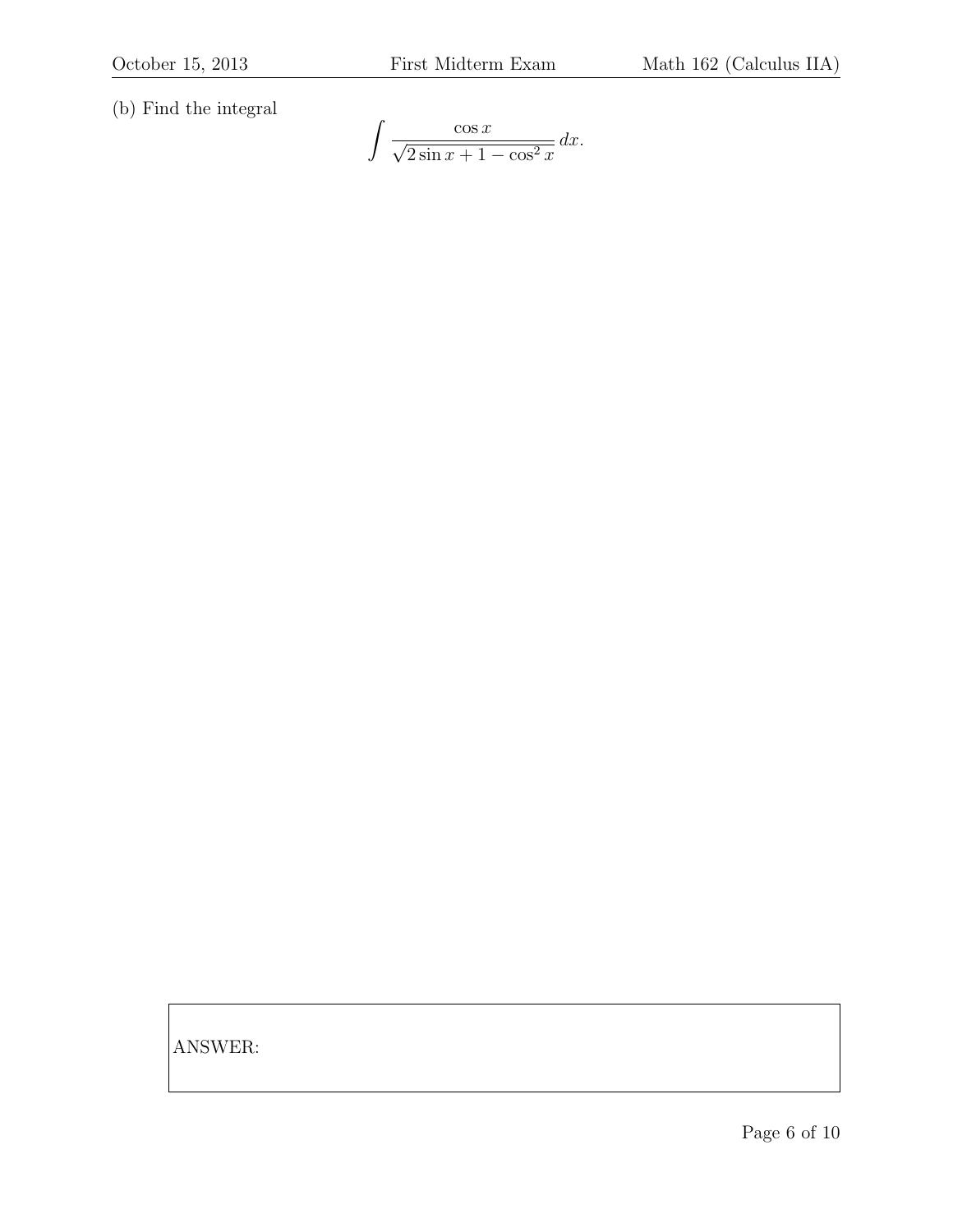(b) Find the integral

$$\int \frac{\cos x}{\sqrt{2\sin x + 1 - \cos^2 x}}\, dx.$$

ANSWER: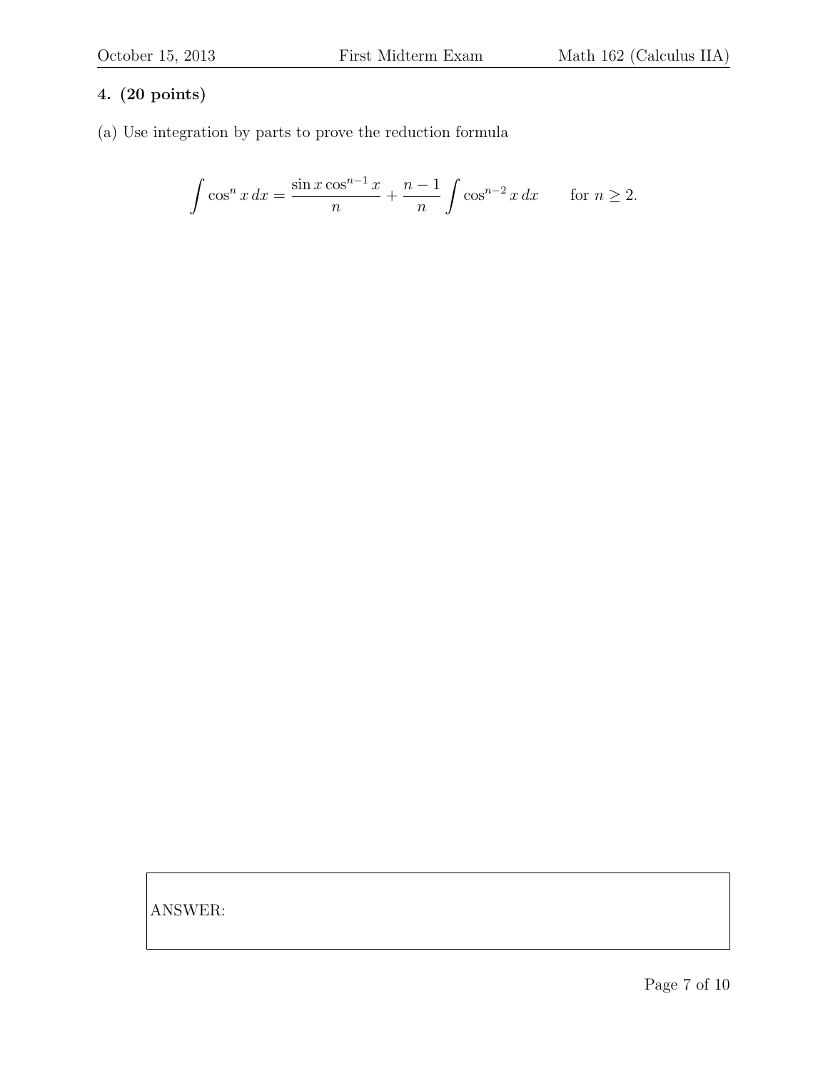**4. (20 points)**

(a) Use integration by parts to prove the reduction formula

$$\int \cos^n x \, dx = \frac{\sin x \cos^{n-1} x}{n} + \frac{n-1}{n} \int \cos^{n-2} x \, dx \qquad \text{for } n \geq 2.$$

ANSWER: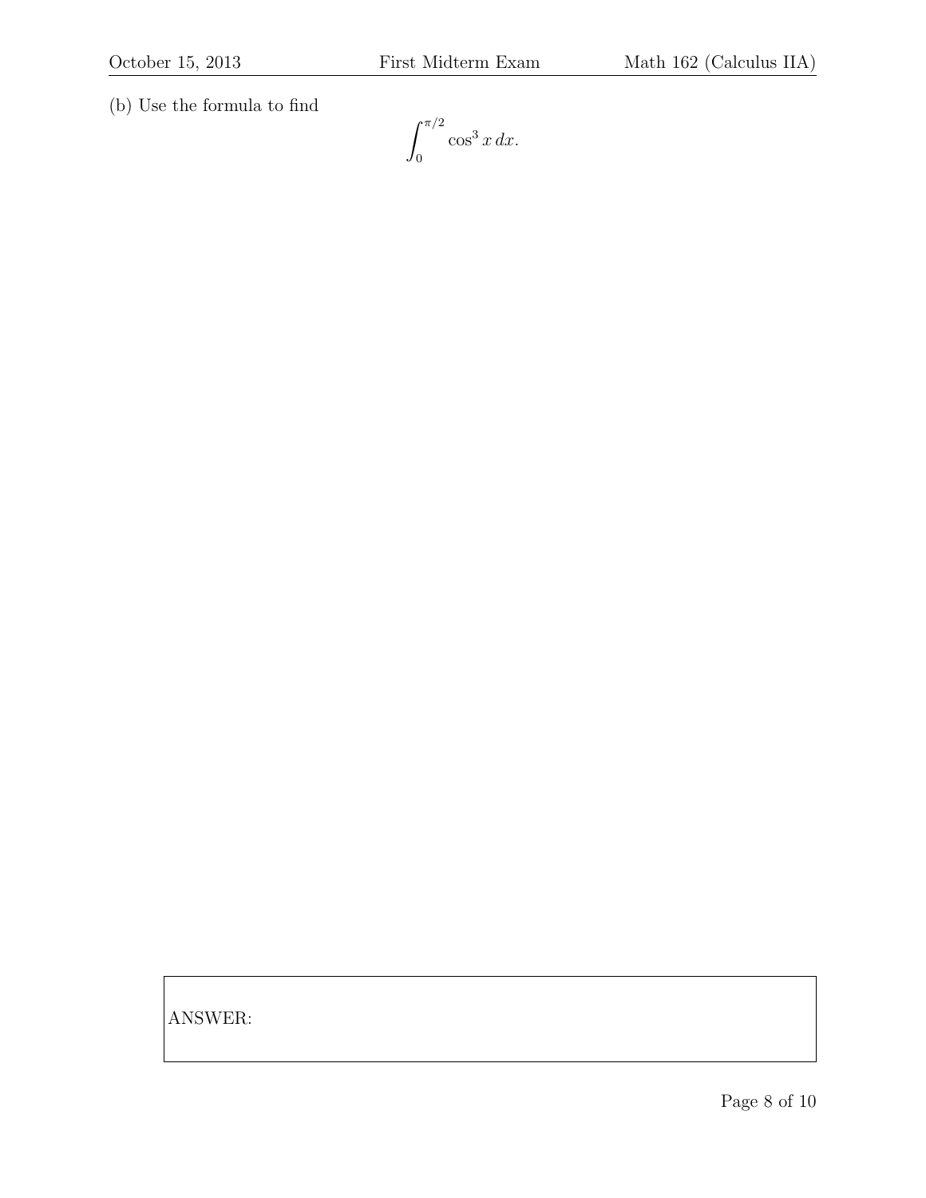(b) Use the formula to find

$$\int_0^{\pi/2} \cos^3 x \, dx.$$

ANSWER: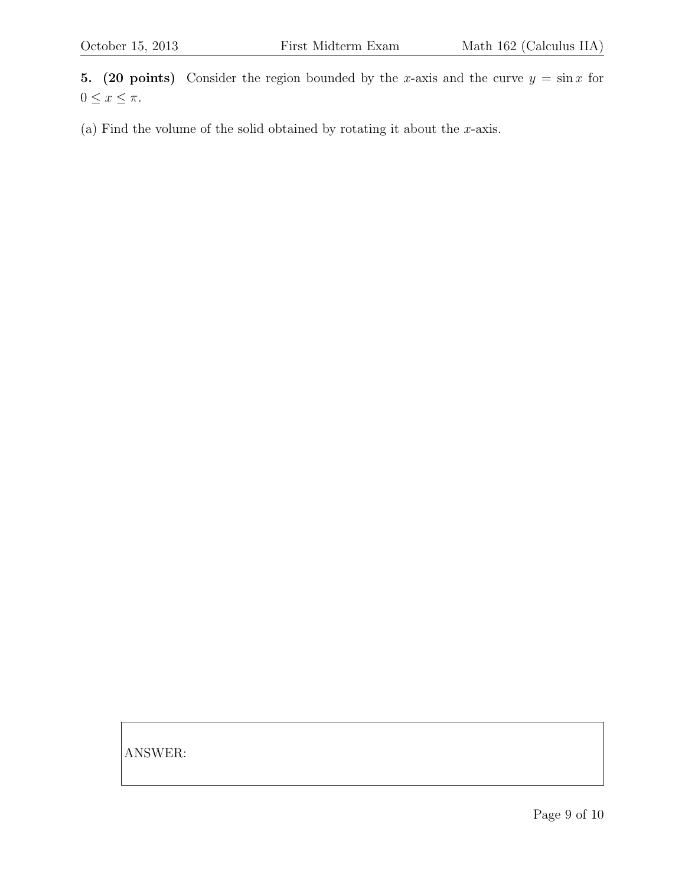**5. (20 points)** Consider the region bounded by the $x$-axis and the curve $y = \sin x$ for $0 \leq x \leq \pi$.

(a) Find the volume of the solid obtained by rotating it about the $x$-axis.

ANSWER: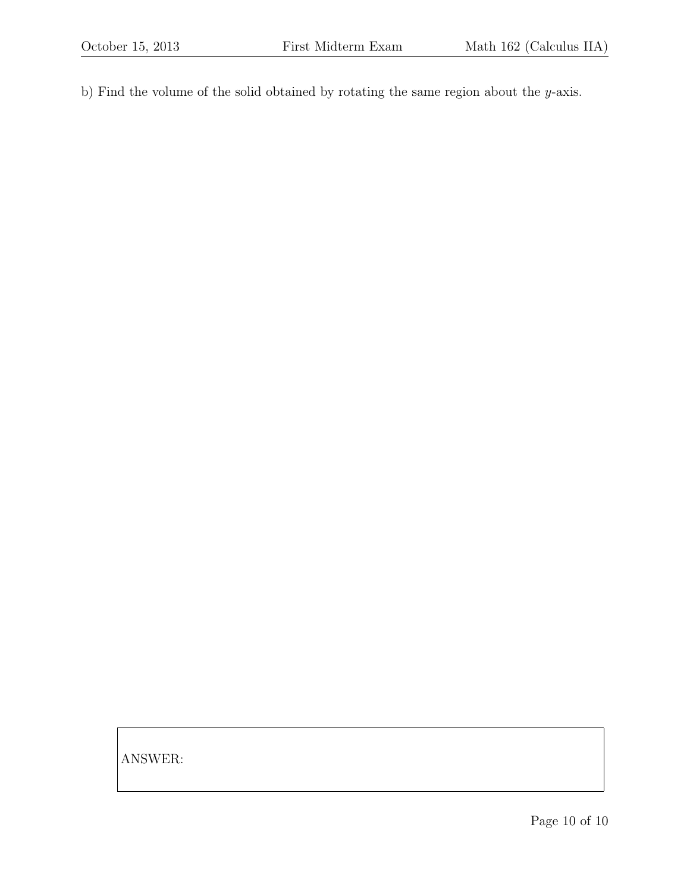b) Find the volume of the solid obtained by rotating the same region about the $y$-axis.

ANSWER: